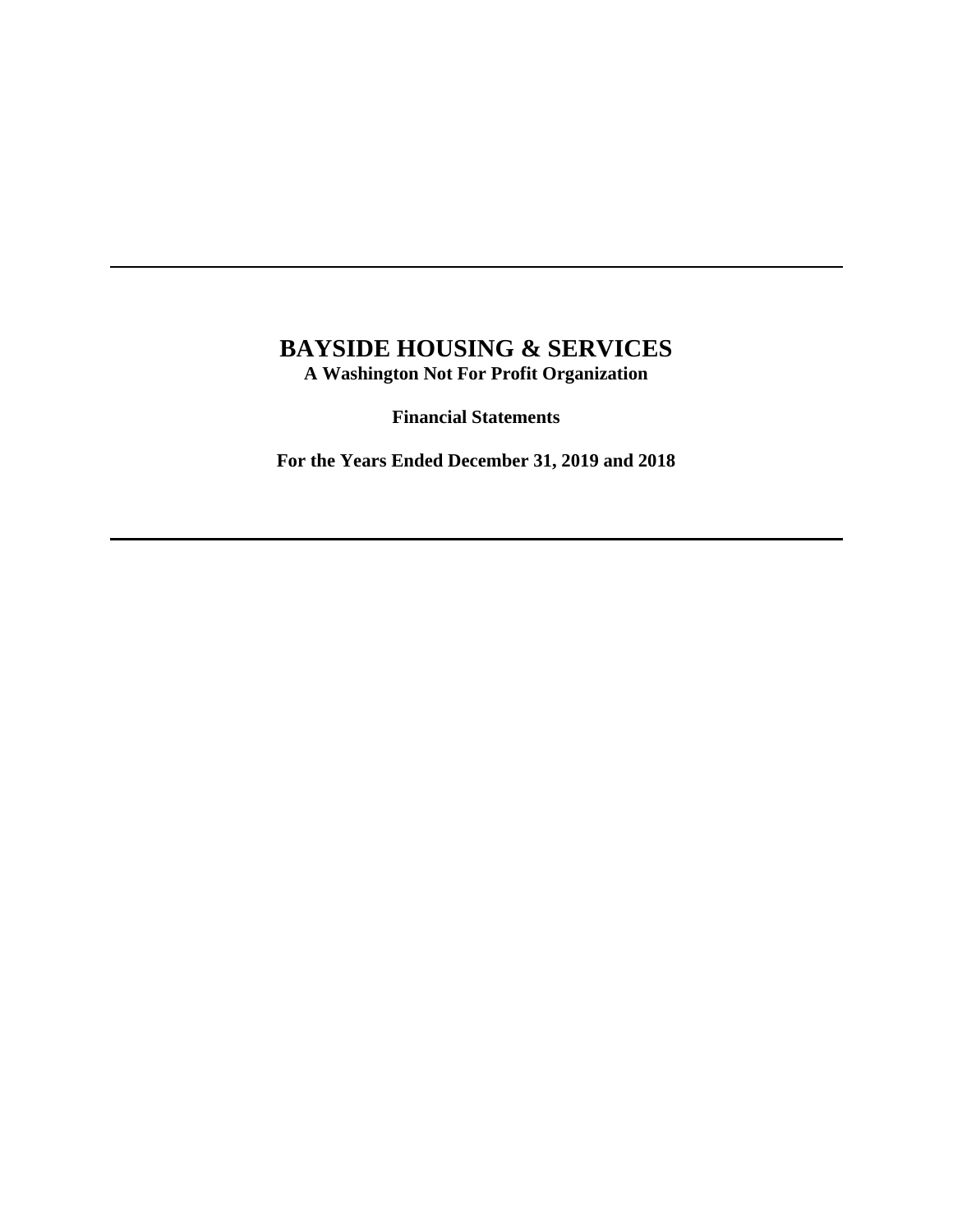# BAYSIDE HOUSING & SERVICES

**A Washington Not For Profit Organization**

**Financial Statements**

**For the Years Ended December 31, 2019 and 2018**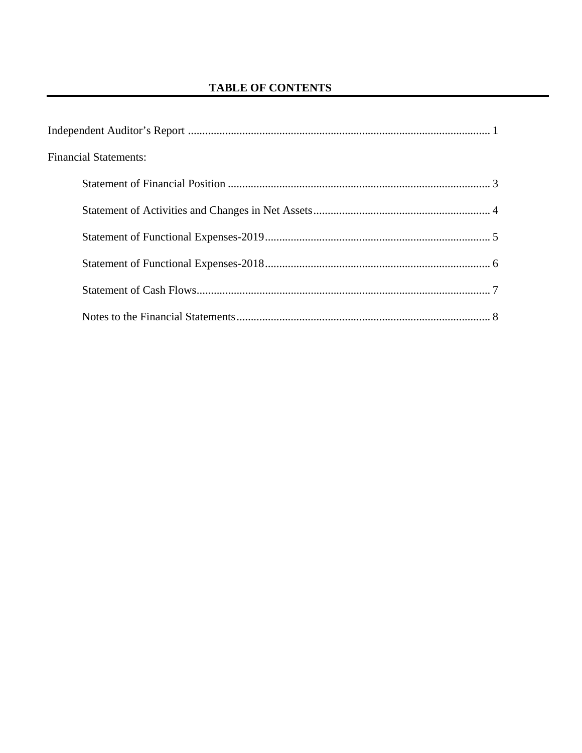# TABLE OF CONTENTS

| | |
|---|---|
| Independent Auditor's Report | 1 |
| Financial Statements: | |
| Statement of Financial Position | 3 |
| Statement of Activities and Changes in Net Assets | 4 |
| Statement of Functional Expenses-2019 | 5 |
| Statement of Functional Expenses-2018 | 6 |
| Statement of Cash Flows | 7 |
| Notes to the Financial Statements | 8 |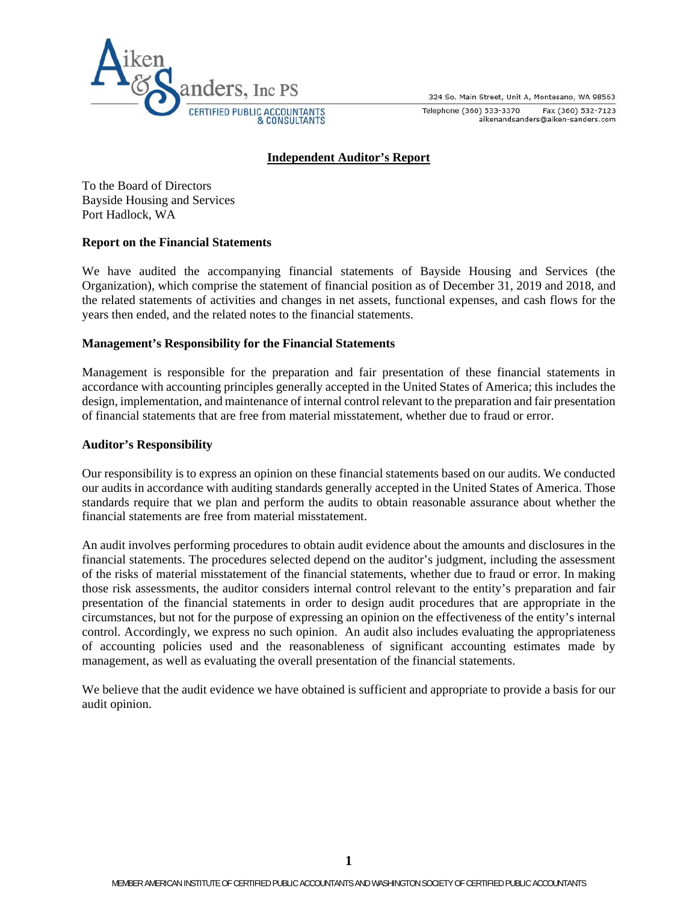Aiken & Sanders, Inc PS
CERTIFIED PUBLIC ACCOUNTANTS & CONSULTANTS

324 So. Main Street, Unit A, Montesano, WA 98563
Telephone (360) 533-3370 Fax (360) 532-7123
aikenandsanders@aiken-sanders.com

## Independent Auditor's Report

To the Board of Directors
Bayside Housing and Services
Port Hadlock, WA

### Report on the Financial Statements

We have audited the accompanying financial statements of Bayside Housing and Services (the Organization), which comprise the statement of financial position as of December 31, 2019 and 2018, and the related statements of activities and changes in net assets, functional expenses, and cash flows for the years then ended, and the related notes to the financial statements.

### Management's Responsibility for the Financial Statements

Management is responsible for the preparation and fair presentation of these financial statements in accordance with accounting principles generally accepted in the United States of America; this includes the design, implementation, and maintenance of internal control relevant to the preparation and fair presentation of financial statements that are free from material misstatement, whether due to fraud or error.

### Auditor's Responsibility

Our responsibility is to express an opinion on these financial statements based on our audits. We conducted our audits in accordance with auditing standards generally accepted in the United States of America. Those standards require that we plan and perform the audits to obtain reasonable assurance about whether the financial statements are free from material misstatement.

An audit involves performing procedures to obtain audit evidence about the amounts and disclosures in the financial statements. The procedures selected depend on the auditor's judgment, including the assessment of the risks of material misstatement of the financial statements, whether due to fraud or error. In making those risk assessments, the auditor considers internal control relevant to the entity's preparation and fair presentation of the financial statements in order to design audit procedures that are appropriate in the circumstances, but not for the purpose of expressing an opinion on the effectiveness of the entity's internal control. Accordingly, we express no such opinion. An audit also includes evaluating the appropriateness of accounting policies used and the reasonableness of significant accounting estimates made by management, as well as evaluating the overall presentation of the financial statements.

We believe that the audit evidence we have obtained is sufficient and appropriate to provide a basis for our audit opinion.

MEMBER AMERICAN INSTITUTE OF CERTIFIED PUBLIC ACCOUNTANTS AND WASHINGTON SOCIETY OF CERTIFIED PUBLIC ACCOUNTANTS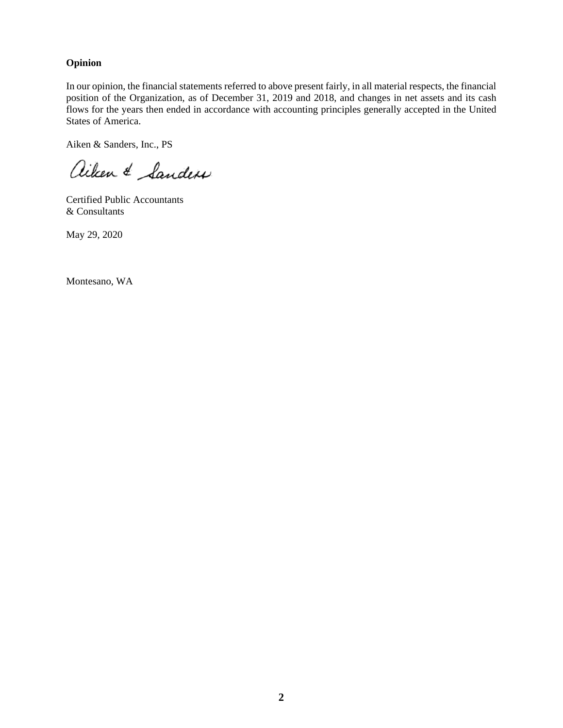**Opinion**

In our opinion, the financial statements referred to above present fairly, in all material respects, the financial position of the Organization, as of December 31, 2019 and 2018, and changes in net assets and its cash flows for the years then ended in accordance with accounting principles generally accepted in the United States of America.

Aiken & Sanders, Inc., PS

Aiken & Sanders

Certified Public Accountants
& Consultants

May 29, 2020

Montesano, WA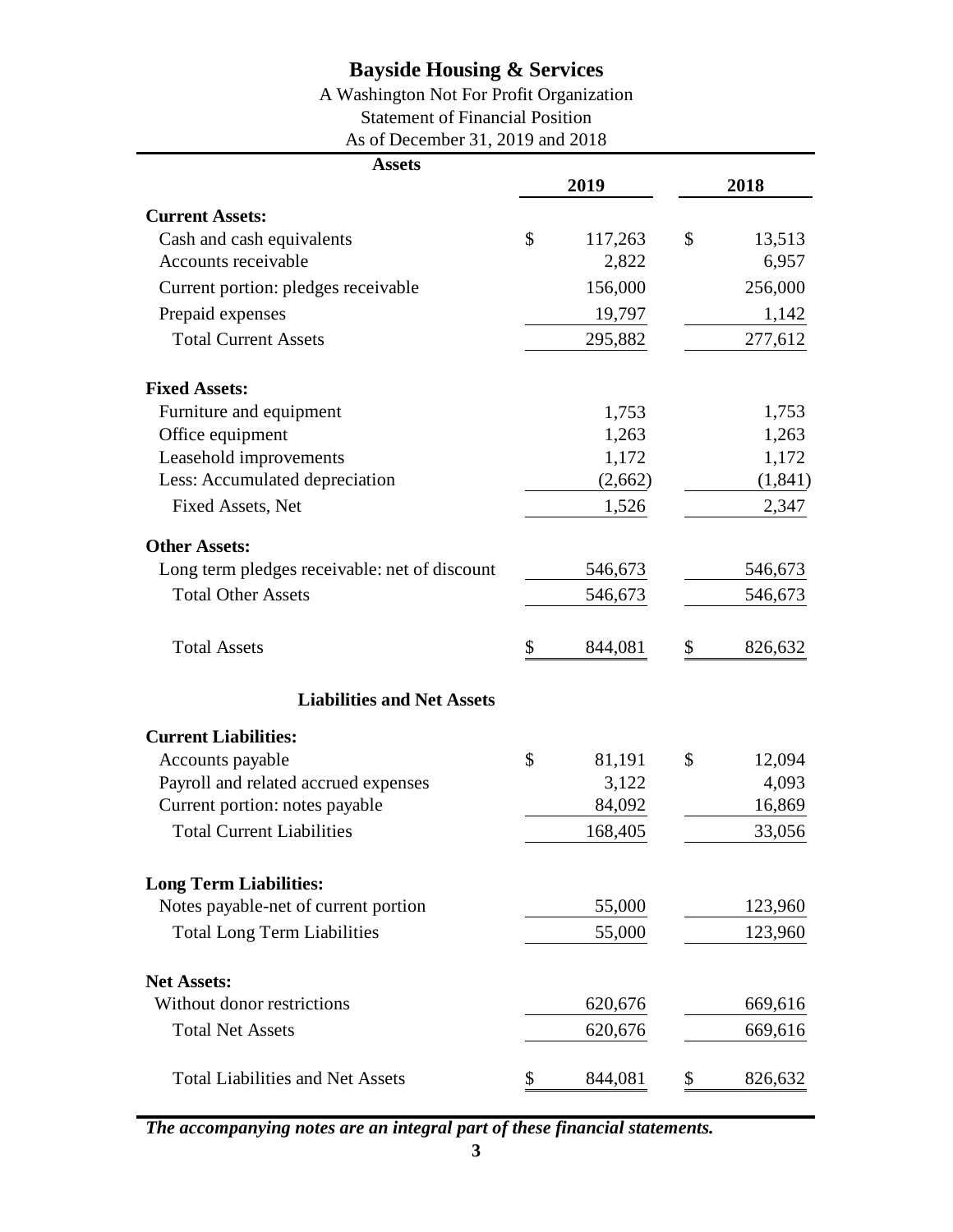# Bayside Housing & Services

A Washington Not For Profit Organization
Statement of Financial Position
As of December 31, 2019 and 2018

| **Assets** | **2019** | **2018** |
|---|---|---|
| **Current Assets:** | | |
| Cash and cash equivalents | $ 117,263 | $ 13,513 |
| Accounts receivable | 2,822 | 6,957 |
| Current portion: pledges receivable | 156,000 | 256,000 |
| Prepaid expenses | 19,797 | 1,142 |
| Total Current Assets | 295,882 | 277,612 |
| **Fixed Assets:** | | |
| Furniture and equipment | 1,753 | 1,753 |
| Office equipment | 1,263 | 1,263 |
| Leasehold improvements | 1,172 | 1,172 |
| Less: Accumulated depreciation | (2,662) | (1,841) |
| Fixed Assets, Net | 1,526 | 2,347 |
| **Other Assets:** | | |
| Long term pledges receivable: net of discount | 546,673 | 546,673 |
| Total Other Assets | 546,673 | 546,673 |
| Total Assets | $ 844,081 | $ 826,632 |
| **Liabilities and Net Assets** | | |
| **Current Liabilities:** | | |
| Accounts payable | $ 81,191 | $ 12,094 |
| Payroll and related accrued expenses | 3,122 | 4,093 |
| Current portion: notes payable | 84,092 | 16,869 |
| Total Current Liabilities | 168,405 | 33,056 |
| **Long Term Liabilities:** | | |
| Notes payable-net of current portion | 55,000 | 123,960 |
| Total Long Term Liabilities | 55,000 | 123,960 |
| **Net Assets:** | | |
| Without donor restrictions | 620,676 | 669,616 |
| Total Net Assets | 620,676 | 669,616 |
| Total Liabilities and Net Assets | $ 844,081 | $ 826,632 |

***The accompanying notes are an integral part of these financial statements.***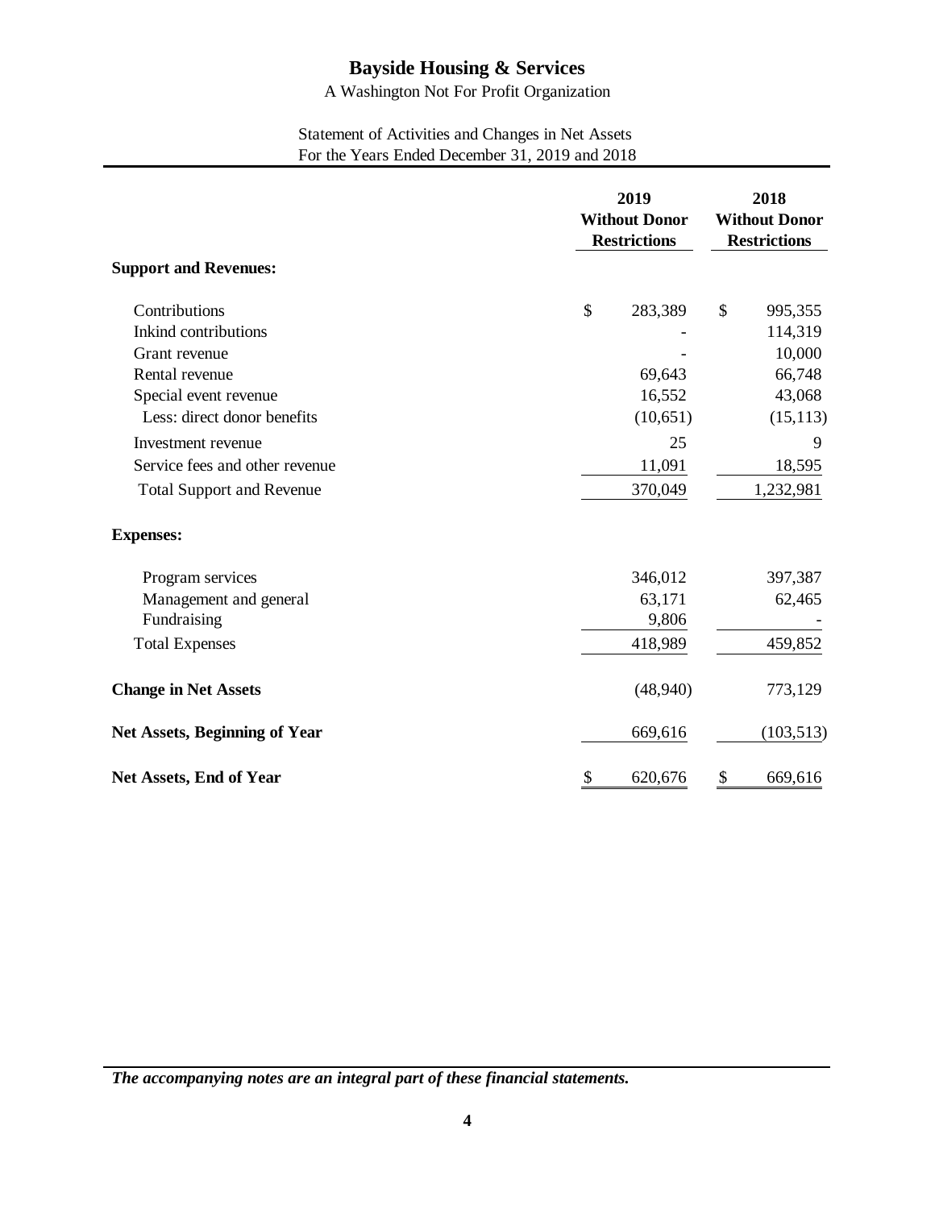# Bayside Housing & Services

A Washington Not For Profit Organization

Statement of Activities and Changes in Net Assets
For the Years Ended December 31, 2019 and 2018

| | 2019 Without Donor Restrictions | 2018 Without Donor Restrictions |
|---|---|---|
| **Support and Revenues:** | | |
| Contributions | $ 283,389 | $ 995,355 |
| Inkind contributions | - | 114,319 |
| Grant revenue | - | 10,000 |
| Rental revenue | 69,643 | 66,748 |
| Special event revenue | 16,552 | 43,068 |
| Less: direct donor benefits | (10,651) | (15,113) |
| Investment revenue | 25 | 9 |
| Service fees and other revenue | 11,091 | 18,595 |
| Total Support and Revenue | 370,049 | 1,232,981 |
| **Expenses:** | | |
| Program services | 346,012 | 397,387 |
| Management and general | 63,171 | 62,465 |
| Fundraising | 9,806 | - |
| Total Expenses | 418,989 | 459,852 |
| **Change in Net Assets** | (48,940) | 773,129 |
| **Net Assets, Beginning of Year** | 669,616 | (103,513) |
| **Net Assets, End of Year** | $ 620,676 | $ 669,616 |

***The accompanying notes are an integral part of these financial statements.***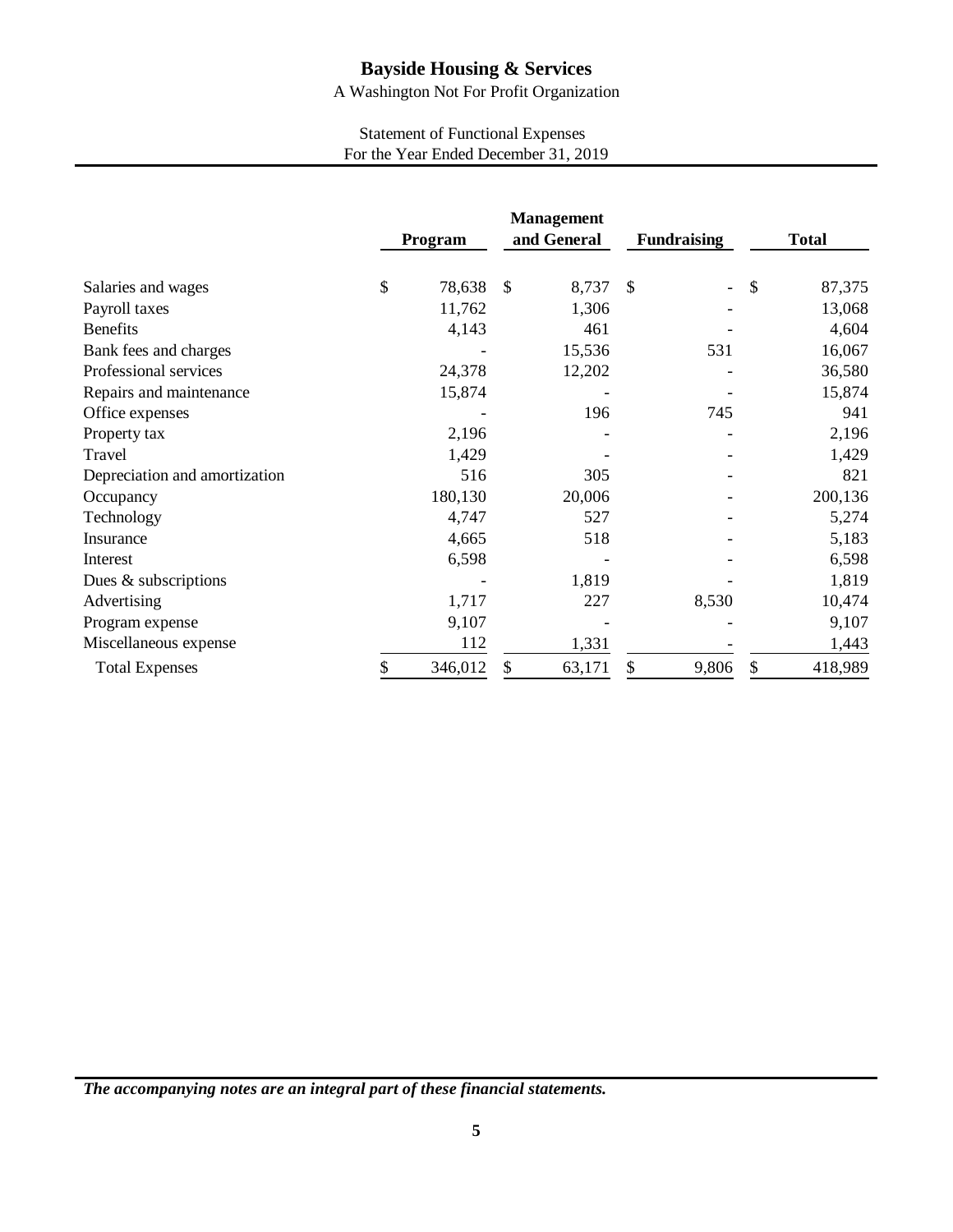# Bayside Housing & Services

A Washington Not For Profit Organization

Statement of Functional Expenses
For the Year Ended December 31, 2019

| | Program | Management and General | Fundraising | Total |
|---|---|---|---|---|
| Salaries and wages | $ 78,638 | $ 8,737 | $ - | $ 87,375 |
| Payroll taxes | 11,762 | 1,306 | - | 13,068 |
| Benefits | 4,143 | 461 | - | 4,604 |
| Bank fees and charges | - | 15,536 | 531 | 16,067 |
| Professional services | 24,378 | 12,202 | - | 36,580 |
| Repairs and maintenance | 15,874 | - | - | 15,874 |
| Office expenses | - | 196 | 745 | 941 |
| Property tax | 2,196 | - | - | 2,196 |
| Travel | 1,429 | - | - | 1,429 |
| Depreciation and amortization | 516 | 305 | - | 821 |
| Occupancy | 180,130 | 20,006 | - | 200,136 |
| Technology | 4,747 | 527 | - | 5,274 |
| Insurance | 4,665 | 518 | - | 5,183 |
| Interest | 6,598 | - | - | 6,598 |
| Dues & subscriptions | - | 1,819 | - | 1,819 |
| Advertising | 1,717 | 227 | 8,530 | 10,474 |
| Program expense | 9,107 | - | - | 9,107 |
| Miscellaneous expense | 112 | 1,331 | - | 1,443 |
| Total Expenses | $ 346,012 | $ 63,171 | $ 9,806 | $ 418,989 |

***The accompanying notes are an integral part of these financial statements.***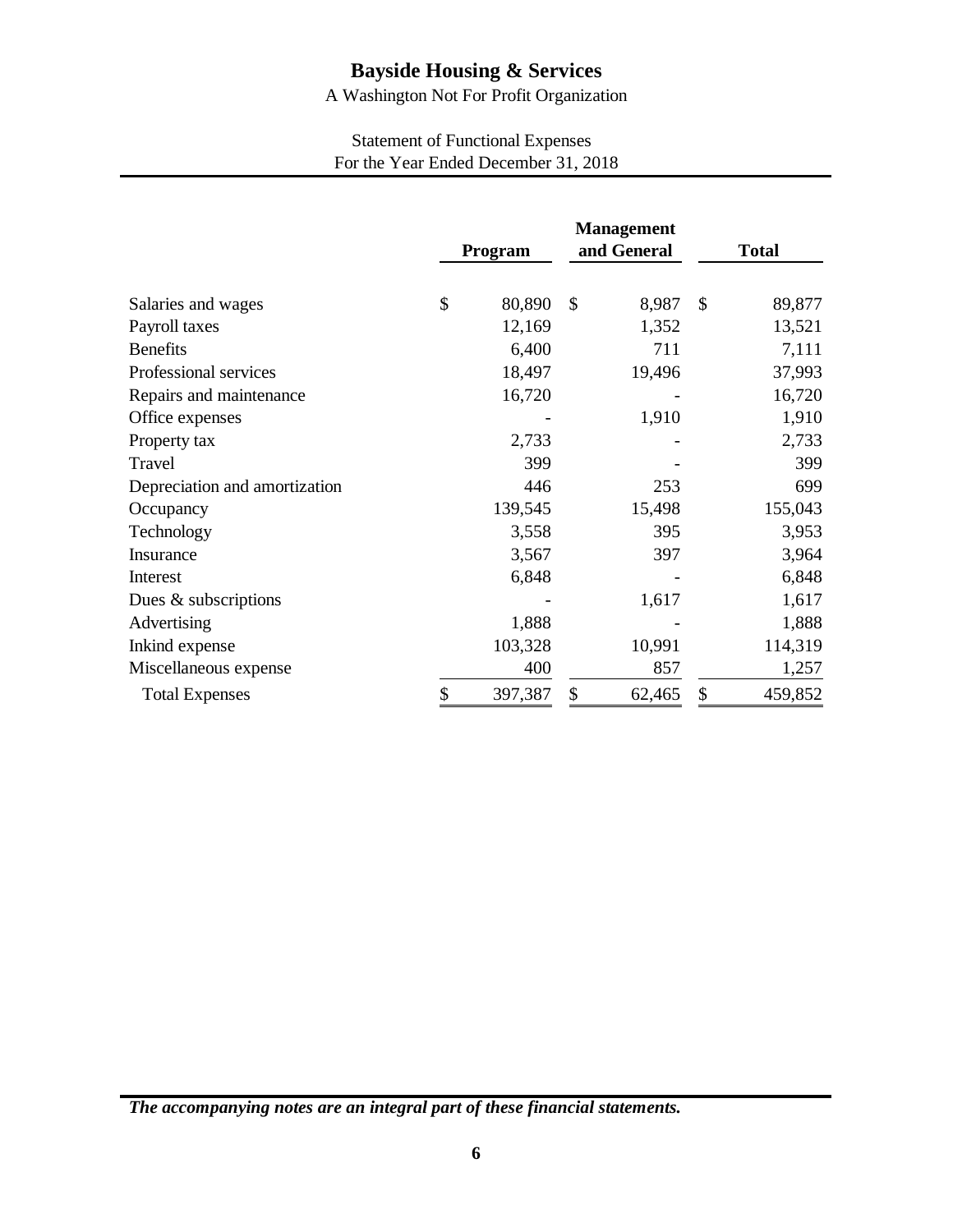# Bayside Housing & Services

A Washington Not For Profit Organization

Statement of Functional Expenses
For the Year Ended December 31, 2018

| | Program | Management and General | Total |
|---|---|---|---|
| Salaries and wages | $ 80,890 | $ 8,987 | $ 89,877 |
| Payroll taxes | 12,169 | 1,352 | 13,521 |
| Benefits | 6,400 | 711 | 7,111 |
| Professional services | 18,497 | 19,496 | 37,993 |
| Repairs and maintenance | 16,720 | - | 16,720 |
| Office expenses | - | 1,910 | 1,910 |
| Property tax | 2,733 | - | 2,733 |
| Travel | 399 | - | 399 |
| Depreciation and amortization | 446 | 253 | 699 |
| Occupancy | 139,545 | 15,498 | 155,043 |
| Technology | 3,558 | 395 | 3,953 |
| Insurance | 3,567 | 397 | 3,964 |
| Interest | 6,848 | - | 6,848 |
| Dues & subscriptions | - | 1,617 | 1,617 |
| Advertising | 1,888 | - | 1,888 |
| Inkind expense | 103,328 | 10,991 | 114,319 |
| Miscellaneous expense | 400 | 857 | 1,257 |
| Total Expenses | $ 397,387 | $ 62,465 | $ 459,852 |

***The accompanying notes are an integral part of these financial statements.***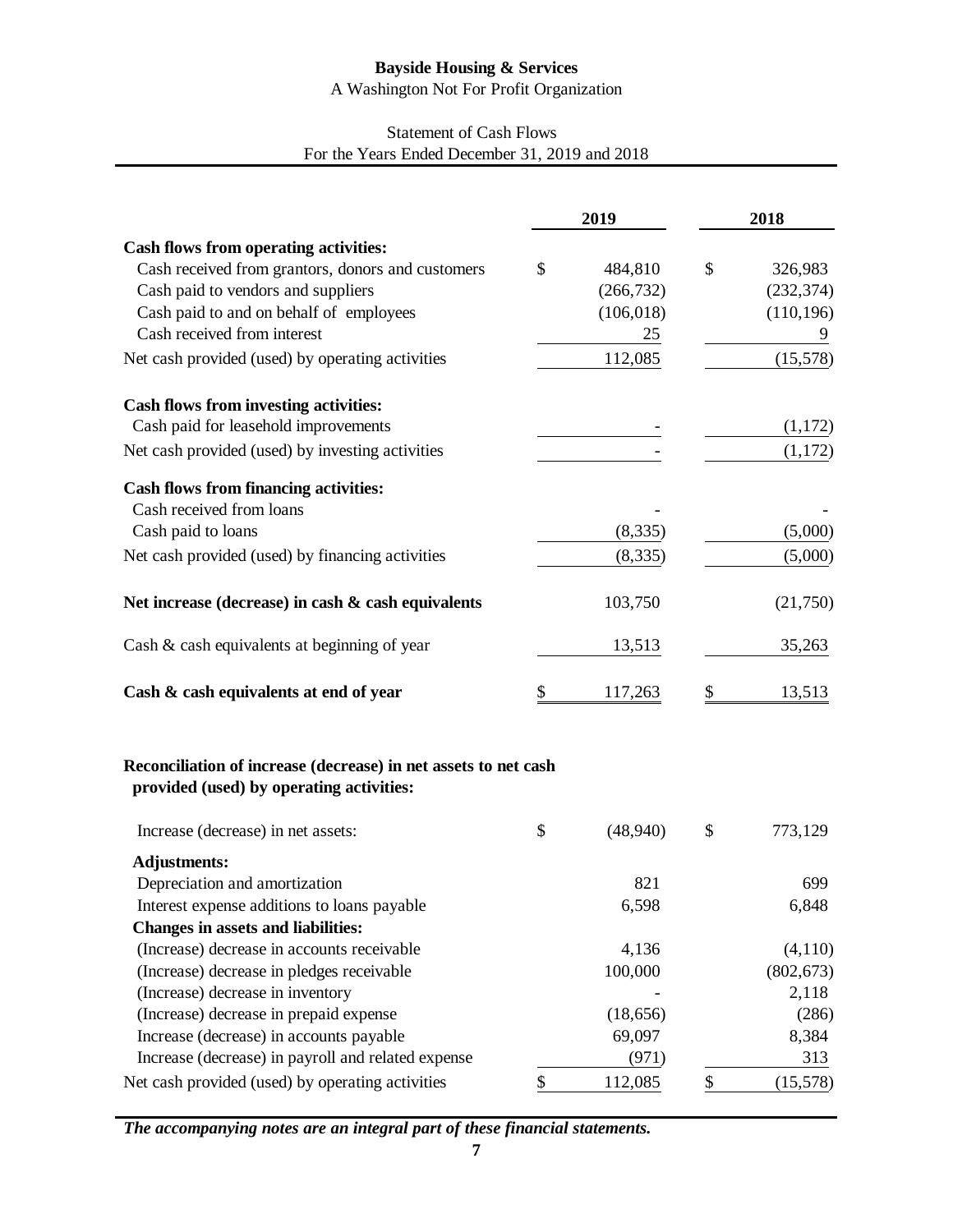**Bayside Housing & Services**

A Washington Not For Profit Organization

Statement of Cash Flows
For the Years Ended December 31, 2019 and 2018

| | 2019 | 2018 |
|---|---|---|
| **Cash flows from operating activities:** | | |
| Cash received from grantors, donors and customers | $ 484,810 | $ 326,983 |
| Cash paid to vendors and suppliers | (266,732) | (232,374) |
| Cash paid to and on behalf of employees | (106,018) | (110,196) |
| Cash received from interest | 25 | 9 |
| Net cash provided (used) by operating activities | 112,085 | (15,578) |
| **Cash flows from investing activities:** | | |
| Cash paid for leasehold improvements | - | (1,172) |
| Net cash provided (used) by investing activities | - | (1,172) |
| **Cash flows from financing activities:** | | |
| Cash received from loans | - | - |
| Cash paid to loans | (8,335) | (5,000) |
| Net cash provided (used) by financing activities | (8,335) | (5,000) |
| **Net increase (decrease) in cash & cash equivalents** | 103,750 | (21,750) |
| Cash & cash equivalents at beginning of year | 13,513 | 35,263 |
| **Cash & cash equivalents at end of year** | $ 117,263 | $ 13,513 |

**Reconciliation of increase (decrease) in net assets to net cash provided (used) by operating activities:**

| | 2019 | 2018 |
|---|---|---|
| Increase (decrease) in net assets: | $ (48,940) | $ 773,129 |
| **Adjustments:** | | |
| Depreciation and amortization | 821 | 699 |
| Interest expense additions to loans payable | 6,598 | 6,848 |
| **Changes in assets and liabilities:** | | |
| (Increase) decrease in accounts receivable | 4,136 | (4,110) |
| (Increase) decrease in pledges receivable | 100,000 | (802,673) |
| (Increase) decrease in inventory | - | 2,118 |
| (Increase) decrease in prepaid expense | (18,656) | (286) |
| Increase (decrease) in accounts payable | 69,097 | 8,384 |
| Increase (decrease) in payroll and related expense | (971) | 313 |
| Net cash provided (used) by operating activities | $ 112,085 | $ (15,578) |

***The accompanying notes are an integral part of these financial statements.***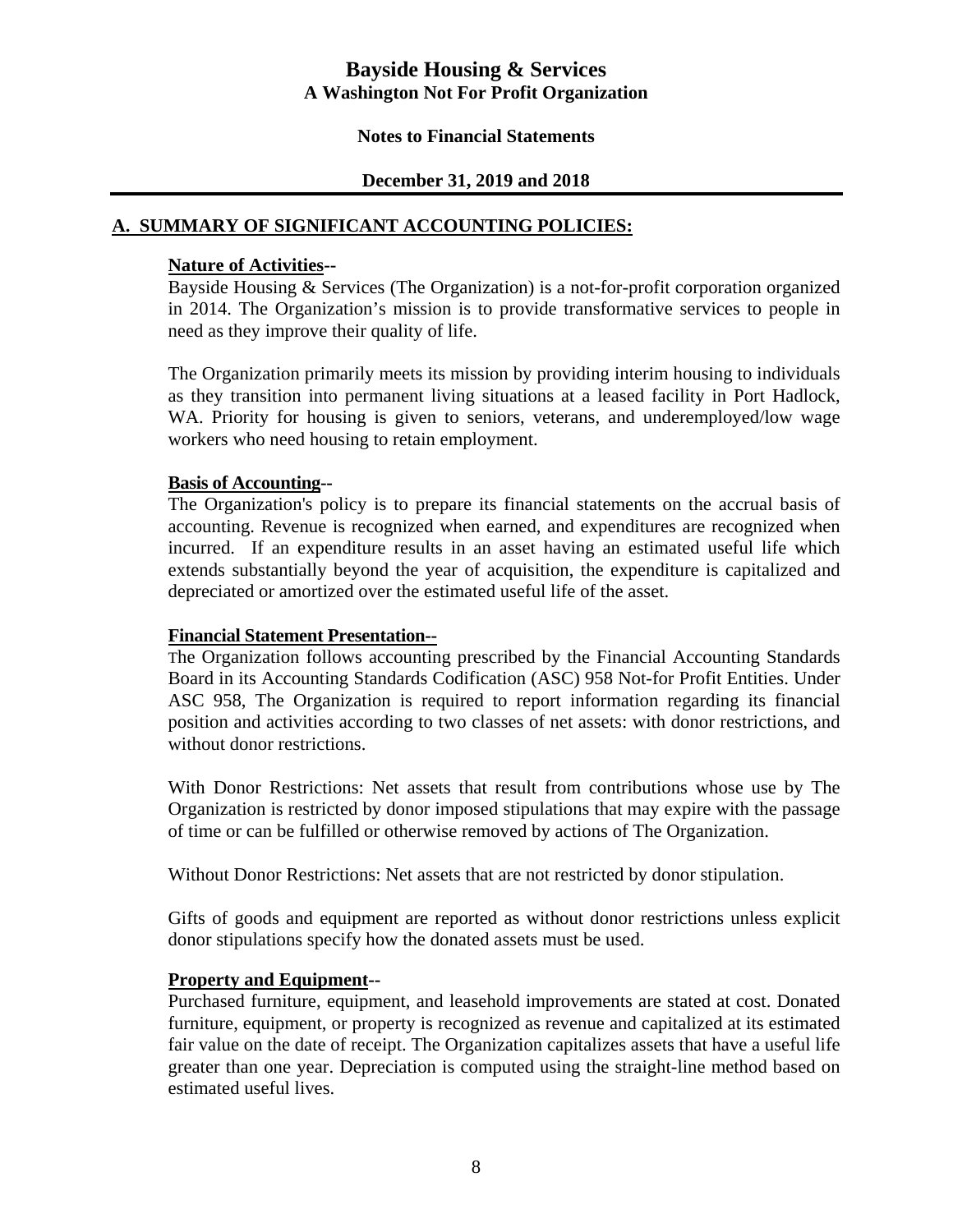# Bayside Housing & Services

**A Washington Not For Profit Organization**

**Notes to Financial Statements**

**December 31, 2019 and 2018**

## A. SUMMARY OF SIGNIFICANT ACCOUNTING POLICIES:

**Nature of Activities--**

Bayside Housing & Services (The Organization) is a not-for-profit corporation organized in 2014. The Organization's mission is to provide transformative services to people in need as they improve their quality of life.

The Organization primarily meets its mission by providing interim housing to individuals as they transition into permanent living situations at a leased facility in Port Hadlock, WA. Priority for housing is given to seniors, veterans, and underemployed/low wage workers who need housing to retain employment.

**Basis of Accounting--**

The Organization's policy is to prepare its financial statements on the accrual basis of accounting. Revenue is recognized when earned, and expenditures are recognized when incurred. If an expenditure results in an asset having an estimated useful life which extends substantially beyond the year of acquisition, the expenditure is capitalized and depreciated or amortized over the estimated useful life of the asset.

**Financial Statement Presentation--**

The Organization follows accounting prescribed by the Financial Accounting Standards Board in its Accounting Standards Codification (ASC) 958 Not-for Profit Entities. Under ASC 958, The Organization is required to report information regarding its financial position and activities according to two classes of net assets: with donor restrictions, and without donor restrictions.

With Donor Restrictions: Net assets that result from contributions whose use by The Organization is restricted by donor imposed stipulations that may expire with the passage of time or can be fulfilled or otherwise removed by actions of The Organization.

Without Donor Restrictions: Net assets that are not restricted by donor stipulation.

Gifts of goods and equipment are reported as without donor restrictions unless explicit donor stipulations specify how the donated assets must be used.

**Property and Equipment--**

Purchased furniture, equipment, and leasehold improvements are stated at cost. Donated furniture, equipment, or property is recognized as revenue and capitalized at its estimated fair value on the date of receipt. The Organization capitalizes assets that have a useful life greater than one year. Depreciation is computed using the straight-line method based on estimated useful lives.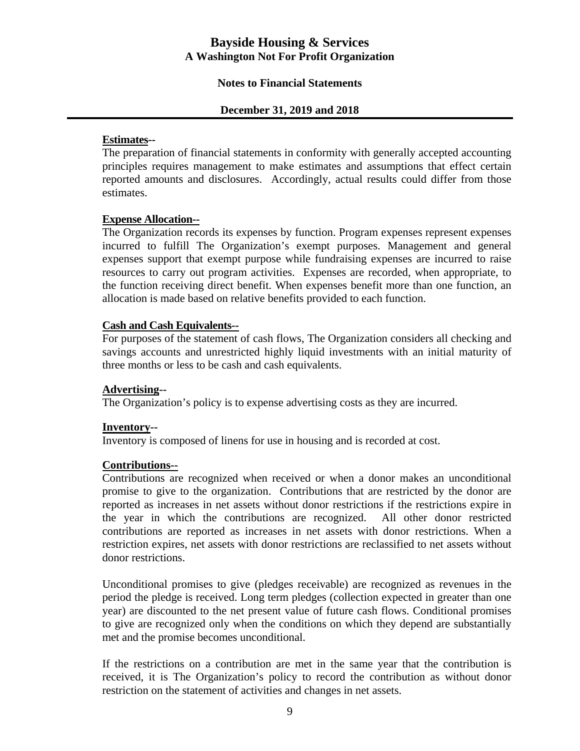**Estimates--**
The preparation of financial statements in conformity with generally accepted accounting principles requires management to make estimates and assumptions that effect certain reported amounts and disclosures. Accordingly, actual results could differ from those estimates.

**Expense Allocation--**
The Organization records its expenses by function. Program expenses represent expenses incurred to fulfill The Organization's exempt purposes. Management and general expenses support that exempt purpose while fundraising expenses are incurred to raise resources to carry out program activities. Expenses are recorded, when appropriate, to the function receiving direct benefit. When expenses benefit more than one function, an allocation is made based on relative benefits provided to each function.

**Cash and Cash Equivalents--**
For purposes of the statement of cash flows, The Organization considers all checking and savings accounts and unrestricted highly liquid investments with an initial maturity of three months or less to be cash and cash equivalents.

**Advertising--**
The Organization's policy is to expense advertising costs as they are incurred.

**Inventory--**
Inventory is composed of linens for use in housing and is recorded at cost.

**Contributions--**
Contributions are recognized when received or when a donor makes an unconditional promise to give to the organization. Contributions that are restricted by the donor are reported as increases in net assets without donor restrictions if the restrictions expire in the year in which the contributions are recognized. All other donor restricted contributions are reported as increases in net assets with donor restrictions. When a restriction expires, net assets with donor restrictions are reclassified to net assets without donor restrictions.

Unconditional promises to give (pledges receivable) are recognized as revenues in the period the pledge is received. Long term pledges (collection expected in greater than one year) are discounted to the net present value of future cash flows. Conditional promises to give are recognized only when the conditions on which they depend are substantially met and the promise becomes unconditional.

If the restrictions on a contribution are met in the same year that the contribution is received, it is The Organization's policy to record the contribution as without donor restriction on the statement of activities and changes in net assets.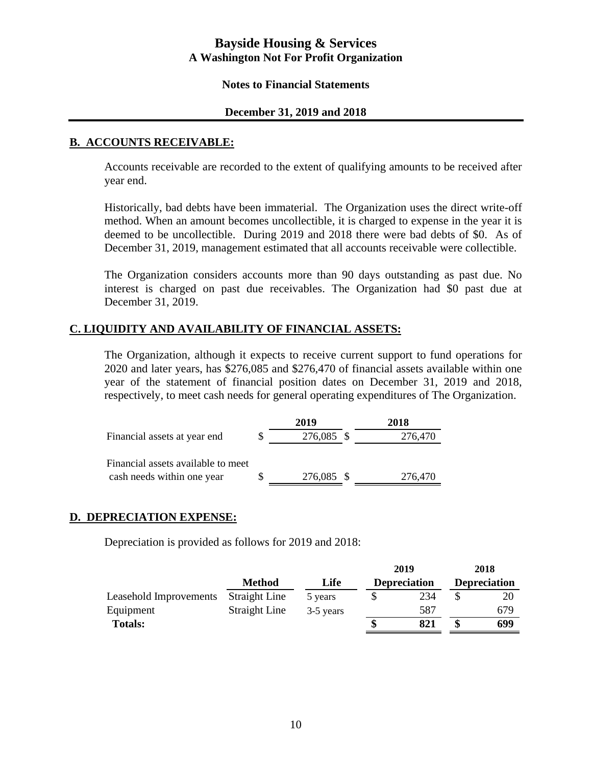# Bayside Housing & Services
## A Washington Not For Profit Organization

### Notes to Financial Statements

### December 31, 2019 and 2018

## B. ACCOUNTS RECEIVABLE:

Accounts receivable are recorded to the extent of qualifying amounts to be received after year end.

Historically, bad debts have been immaterial. The Organization uses the direct write-off method. When an amount becomes uncollectible, it is charged to expense in the year it is deemed to be uncollectible. During 2019 and 2018 there were bad debts of $0. As of December 31, 2019, management estimated that all accounts receivable were collectible.

The Organization considers accounts more than 90 days outstanding as past due. No interest is charged on past due receivables. The Organization had $0 past due at December 31, 2019.

## C. LIQUIDITY AND AVAILABILITY OF FINANCIAL ASSETS:

The Organization, although it expects to receive current support to fund operations for 2020 and later years, has $276,085 and $276,470 of financial assets available within one year of the statement of financial position dates on December 31, 2019 and 2018, respectively, to meet cash needs for general operating expenditures of The Organization.

| | 2019 | 2018 |
|---|---|---|
| Financial assets at year end | $ 276,085 | $ 276,470 |
| Financial assets available to meet cash needs within one year | $ 276,085 | $ 276,470 |

## D. DEPRECIATION EXPENSE:

Depreciation is provided as follows for 2019 and 2018:

| | Method | Life | 2019 Depreciation | 2018 Depreciation |
|---|---|---|---|---|
| Leasehold Improvements | Straight Line | 5 years | $ 234 | $ 20 |
| Equipment | Straight Line | 3-5 years | 587 | 679 |
| **Totals:** | | | **$ 821** | **$ 699** |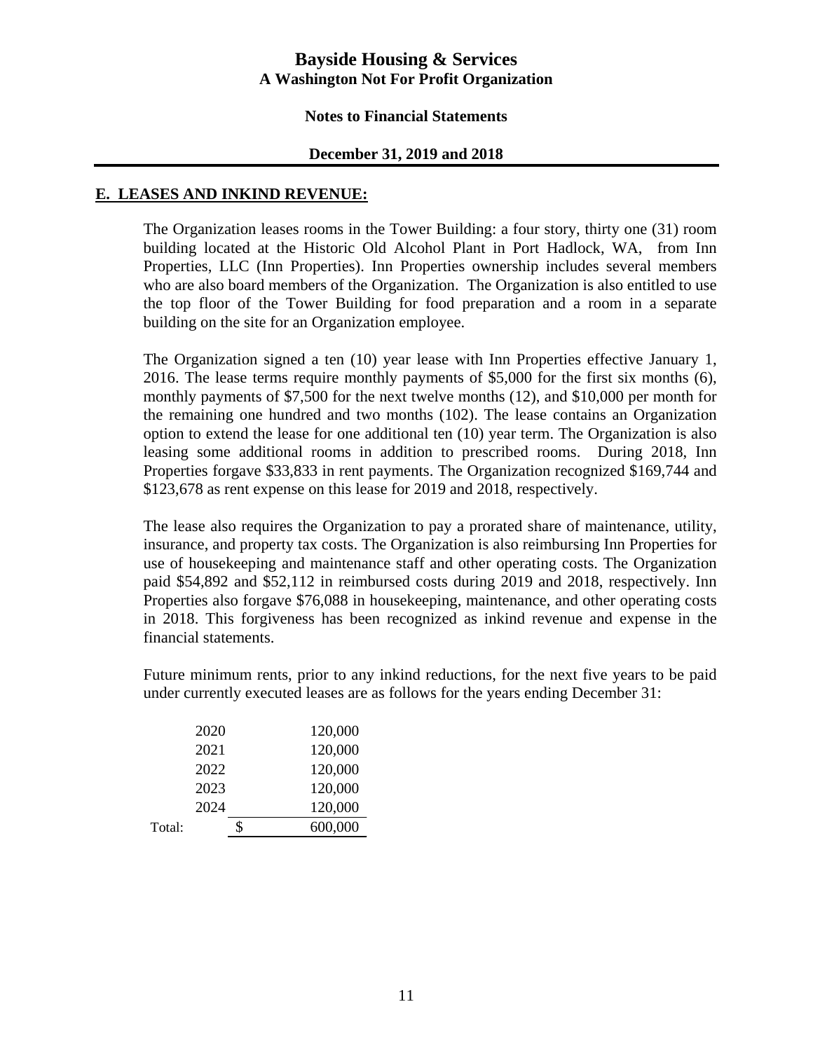## E. LEASES AND INKIND REVENUE:

The Organization leases rooms in the Tower Building: a four story, thirty one (31) room building located at the Historic Old Alcohol Plant in Port Hadlock, WA, from Inn Properties, LLC (Inn Properties). Inn Properties ownership includes several members who are also board members of the Organization. The Organization is also entitled to use the top floor of the Tower Building for food preparation and a room in a separate building on the site for an Organization employee.

The Organization signed a ten (10) year lease with Inn Properties effective January 1, 2016. The lease terms require monthly payments of $5,000 for the first six months (6), monthly payments of $7,500 for the next twelve months (12), and $10,000 per month for the remaining one hundred and two months (102). The lease contains an Organization option to extend the lease for one additional ten (10) year term. The Organization is also leasing some additional rooms in addition to prescribed rooms. During 2018, Inn Properties forgave $33,833 in rent payments. The Organization recognized $169,744 and $123,678 as rent expense on this lease for 2019 and 2018, respectively.

The lease also requires the Organization to pay a prorated share of maintenance, utility, insurance, and property tax costs. The Organization is also reimbursing Inn Properties for use of housekeeping and maintenance staff and other operating costs. The Organization paid $54,892 and $52,112 in reimbursed costs during 2019 and 2018, respectively. Inn Properties also forgave $76,088 in housekeeping, maintenance, and other operating costs in 2018. This forgiveness has been recognized as inkind revenue and expense in the financial statements.

Future minimum rents, prior to any inkind reductions, for the next five years to be paid under currently executed leases are as follows for the years ending December 31:

| | Year | | Amount |
|---|---|---|---|
| | 2020 | | 120,000 |
| | 2021 | | 120,000 |
| | 2022 | | 120,000 |
| | 2023 | | 120,000 |
| | 2024 | | 120,000 |
| Total: | | $ | 600,000 |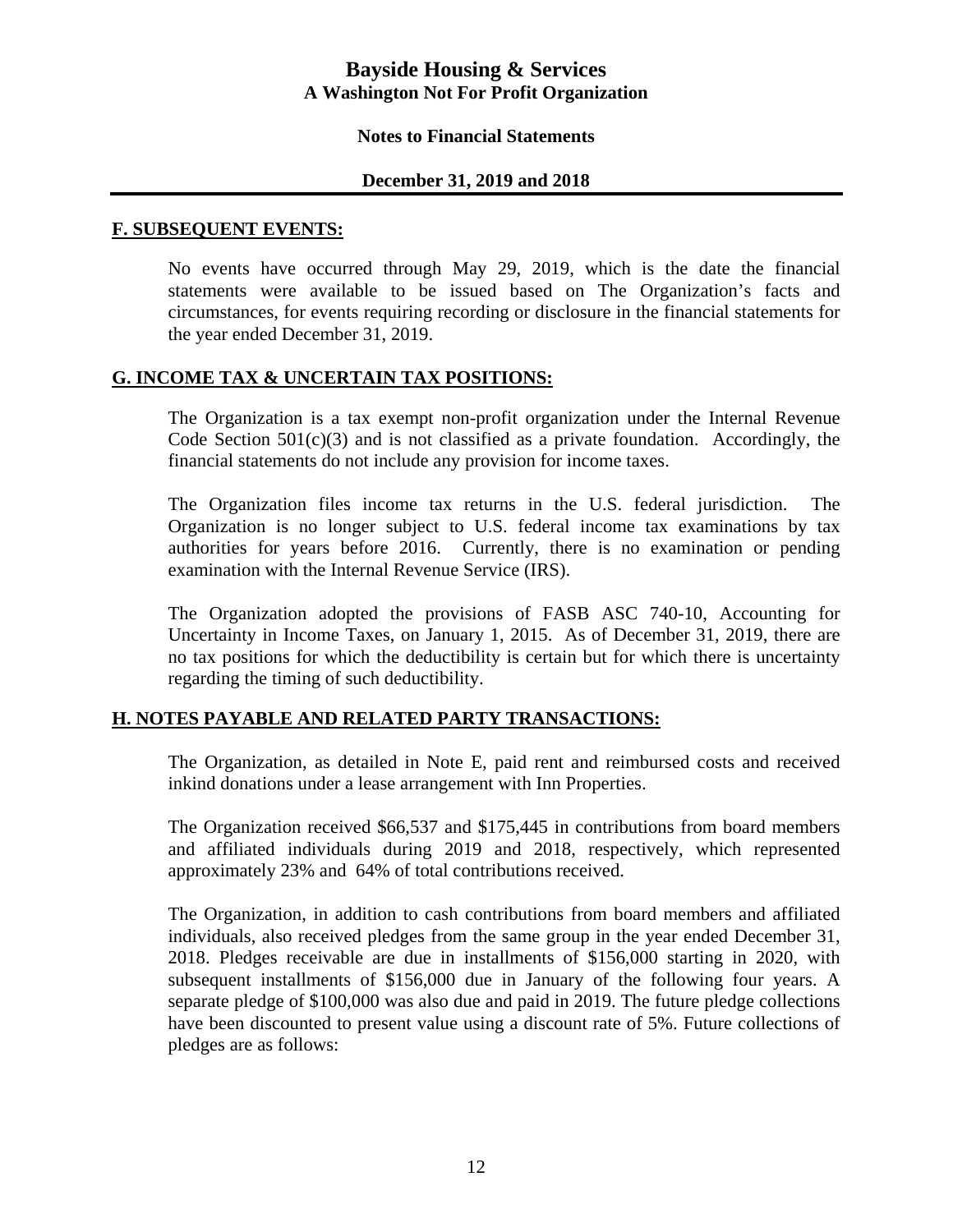## F. SUBSEQUENT EVENTS:

No events have occurred through May 29, 2019, which is the date the financial statements were available to be issued based on The Organization's facts and circumstances, for events requiring recording or disclosure in the financial statements for the year ended December 31, 2019.

## G. INCOME TAX & UNCERTAIN TAX POSITIONS:

The Organization is a tax exempt non-profit organization under the Internal Revenue Code Section 501(c)(3) and is not classified as a private foundation. Accordingly, the financial statements do not include any provision for income taxes.

The Organization files income tax returns in the U.S. federal jurisdiction. The Organization is no longer subject to U.S. federal income tax examinations by tax authorities for years before 2016. Currently, there is no examination or pending examination with the Internal Revenue Service (IRS).

The Organization adopted the provisions of FASB ASC 740-10, Accounting for Uncertainty in Income Taxes, on January 1, 2015. As of December 31, 2019, there are no tax positions for which the deductibility is certain but for which there is uncertainty regarding the timing of such deductibility.

## H. NOTES PAYABLE AND RELATED PARTY TRANSACTIONS:

The Organization, as detailed in Note E, paid rent and reimbursed costs and received inkind donations under a lease arrangement with Inn Properties.

The Organization received $66,537 and $175,445 in contributions from board members and affiliated individuals during 2019 and 2018, respectively, which represented approximately 23% and 64% of total contributions received.

The Organization, in addition to cash contributions from board members and affiliated individuals, also received pledges from the same group in the year ended December 31, 2018. Pledges receivable are due in installments of $156,000 starting in 2020, with subsequent installments of $156,000 due in January of the following four years. A separate pledge of $100,000 was also due and paid in 2019. The future pledge collections have been discounted to present value using a discount rate of 5%. Future collections of pledges are as follows: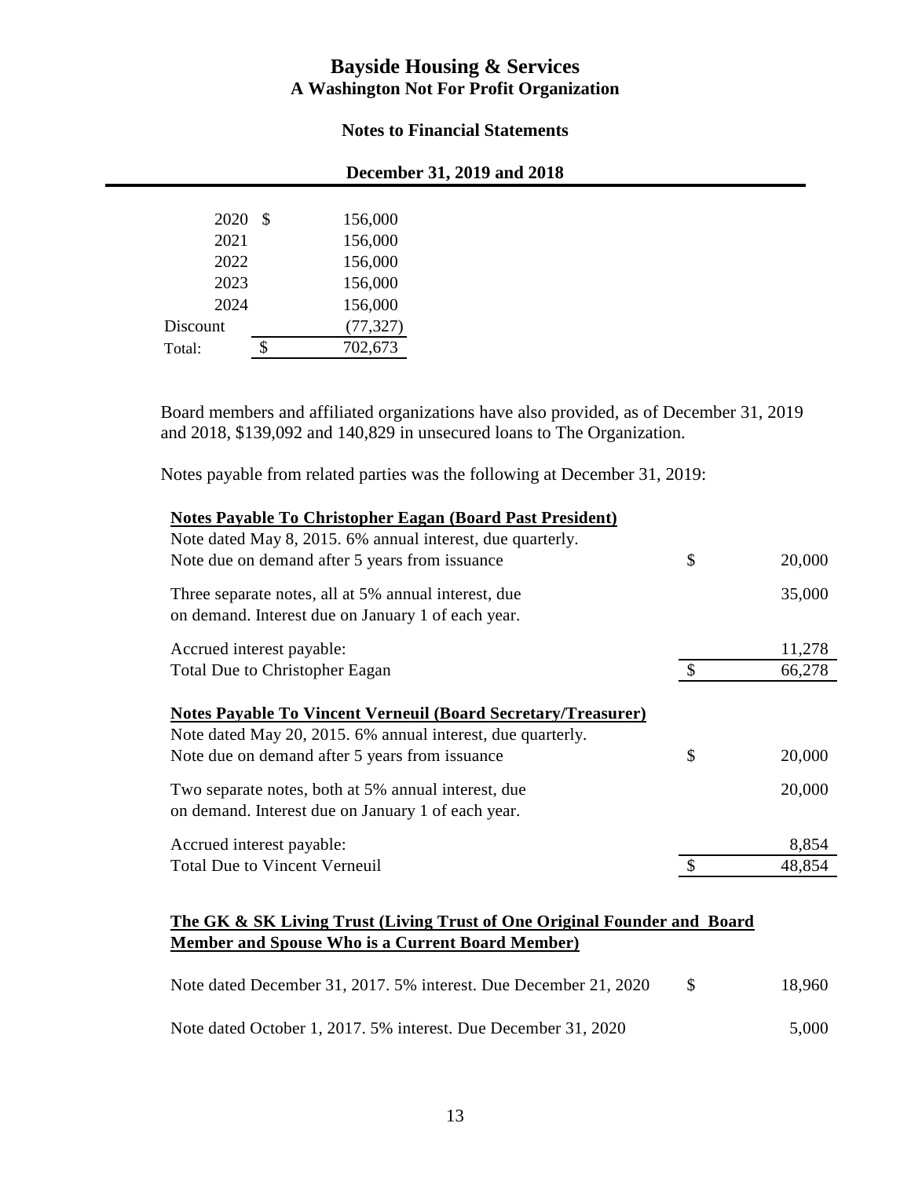| | | |
|---|---|---|
| 2020 | $ | 156,000 |
| 2021 | | 156,000 |
| 2022 | | 156,000 |
| 2023 | | 156,000 |
| 2024 | | 156,000 |
| Discount | | (77,327) |
| Total: | $ | 702,673 |

Board members and affiliated organizations have also provided, as of December 31, 2019 and 2018, $139,092 and 140,829 in unsecured loans to The Organization.

Notes payable from related parties was the following at December 31, 2019:

| | | |
|---|---|---|
| **Notes Payable To Christopher Eagan (Board Past President)** | | |
| Note dated May 8, 2015. 6% annual interest, due quarterly. Note due on demand after 5 years from issuance | $ | 20,000 |
| Three separate notes, all at 5% annual interest, due on demand. Interest due on January 1 of each year. | | 35,000 |
| Accrued interest payable: | | 11,278 |
| Total Due to Christopher Eagan | $ | 66,278 |
| **Notes Payable To Vincent Verneuil (Board Secretary/Treasurer)** | | |
| Note dated May 20, 2015. 6% annual interest, due quarterly. Note due on demand after 5 years from issuance | $ | 20,000 |
| Two separate notes, both at 5% annual interest, due on demand. Interest due on January 1 of each year. | | 20,000 |
| Accrued interest payable: | | 8,854 |
| Total Due to Vincent Verneuil | $ | 48,854 |
| **The GK & SK Living Trust (Living Trust of One Original Founder and Board Member and Spouse Who is a Current Board Member)** | | |
| Note dated December 31, 2017. 5% interest. Due December 21, 2020 | $ | 18,960 |
| Note dated October 1, 2017. 5% interest. Due December 31, 2020 | | 5,000 |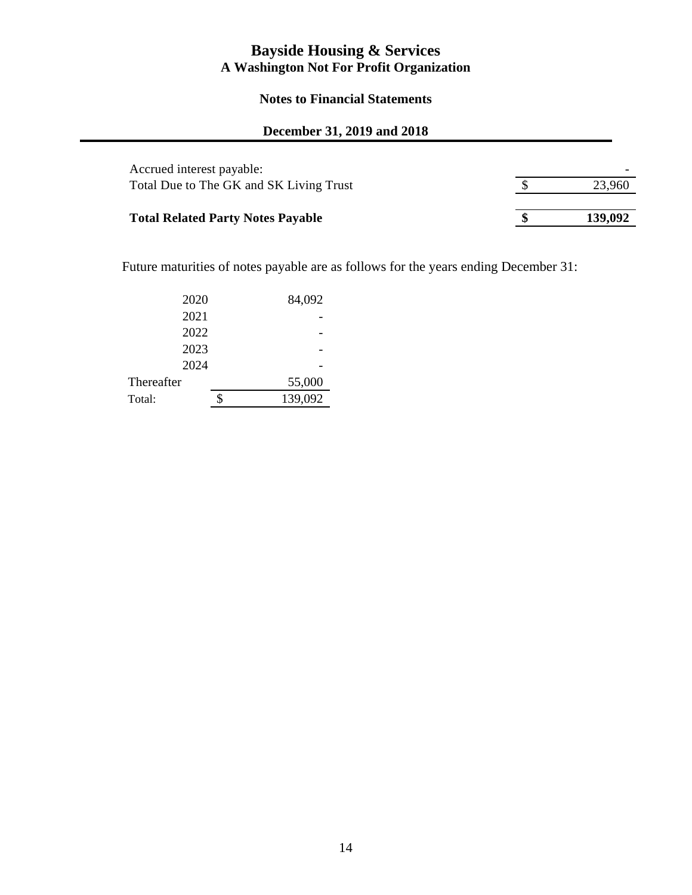# Bayside Housing & Services
## A Washington Not For Profit Organization

### Notes to Financial Statements

### December 31, 2019 and 2018

| | | |
|---|---|---|
| Accrued interest payable: | | - |
| Total Due to The GK and SK Living Trust | $ | 23,960 |
| | | |
| **Total Related Party Notes Payable** | **$** | **139,092** |

Future maturities of notes payable are as follows for the years ending December 31:

| | | |
|---|---|---|
| 2020 | | 84,092 |
| 2021 | | - |
| 2022 | | - |
| 2023 | | - |
| 2024 | | - |
| Thereafter | | 55,000 |
| Total: | $ | 139,092 |